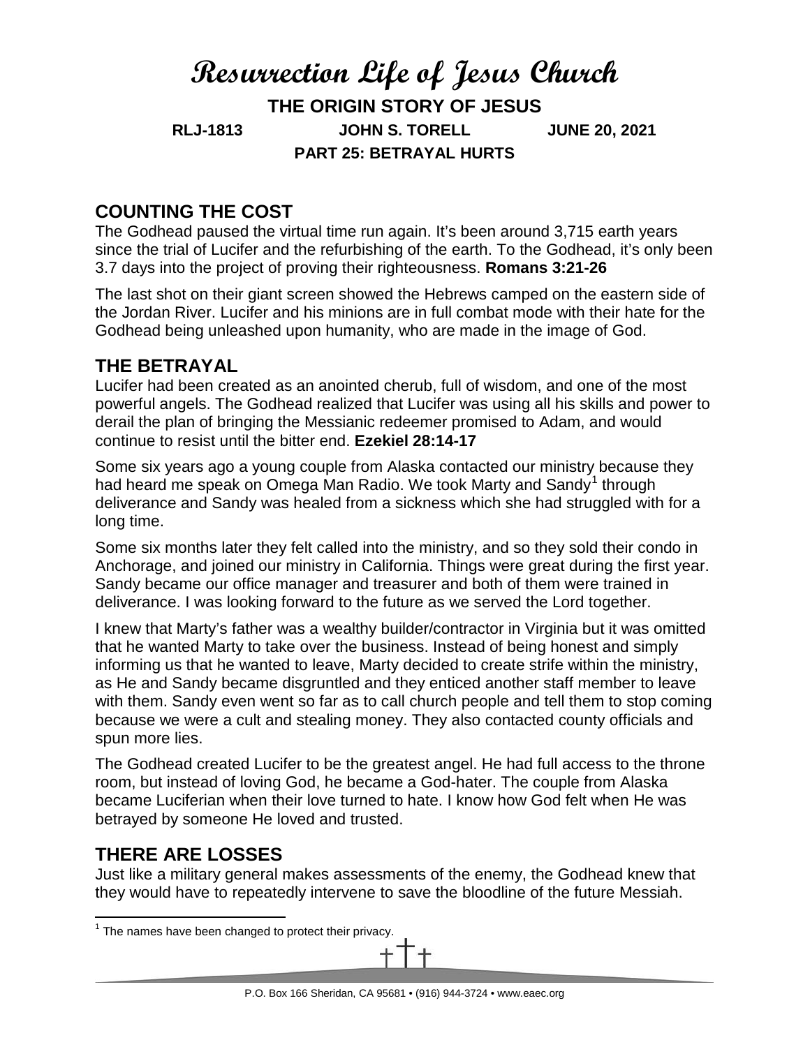# Resurrection Life of Jesus Church

**THE ORIGIN STORY OF JESUS**

**RLJ-1813 JOHN S. TORELL JUNE 20, 2021**

**PART 25: BETRAYAL HURTS**

## COUNTING THE COST

The Godhead paused the virtual time run again. It's been around 3,715 earth years since the trial of Lucifer and the refurbishing of the earth. To the Godhead, it's only been 3.7 days into the project of proving their righteousness. **Romans 3:21-26**

The last shot on their giant screen showed the Hebrews camped on the eastern side of the Jordan River. Lucifer and his minions are in full combat mode with their hate for the Godhead being unleashed upon humanity, who are made in the image of God.

## THE BETRAYAL

Lucifer had been created as an anointed cherub, full of wisdom, and one of the most powerful angels. The Godhead realized that Lucifer was using all his skills and power to derail the plan of bringing the Messianic redeemer promised to Adam, and would continue to resist until the bitter end. **Ezekiel 28:14-17**

Some six years ago a young couple from Alaska contacted our ministry because they had heard me speak on Omega Man Radio. We took Marty and Sandy[1] through deliverance and Sandy was healed from a sickness which she had struggled with for a long time.

Some six months later they felt called into the ministry, and so they sold their condo in Anchorage, and joined our ministry in California. Things were great during the first year. Sandy became our office manager and treasurer and both of them were trained in deliverance. I was looking forward to the future as we served the Lord together.

I knew that Marty's father was a wealthy builder/contractor in Virginia but it was omitted that he wanted Marty to take over the business. Instead of being honest and simply informing us that he wanted to leave, Marty decided to create strife within the ministry, as He and Sandy became disgruntled and they enticed another staff member to leave with them. Sandy even went so far as to call church people and tell them to stop coming because we were a cult and stealing money. They also contacted county officials and spun more lies.

The Godhead created Lucifer to be the greatest angel. He had full access to the throne room, but instead of loving God, he became a God-hater. The couple from Alaska became Luciferian when their love turned to hate. I know how God felt when He was betrayed by someone He loved and trusted.

## THERE ARE LOSSES

Just like a military general makes assessments of the enemy, the Godhead knew that they would have to repeatedly intervene to save the bloodline of the future Messiah.

[1] The names have been changed to protect their privacy.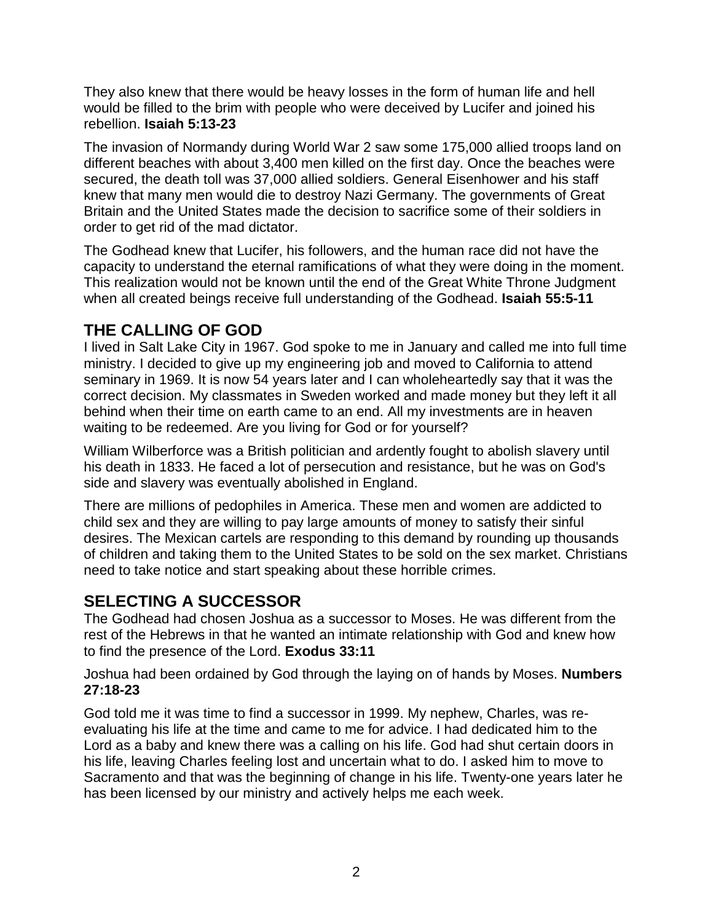They also knew that there would be heavy losses in the form of human life and hell would be filled to the brim with people who were deceived by Lucifer and joined his rebellion. **Isaiah 5:13-23**

The invasion of Normandy during World War 2 saw some 175,000 allied troops land on different beaches with about 3,400 men killed on the first day. Once the beaches were secured, the death toll was 37,000 allied soldiers. General Eisenhower and his staff knew that many men would die to destroy Nazi Germany. The governments of Great Britain and the United States made the decision to sacrifice some of their soldiers in order to get rid of the mad dictator.

The Godhead knew that Lucifer, his followers, and the human race did not have the capacity to understand the eternal ramifications of what they were doing in the moment. This realization would not be known until the end of the Great White Throne Judgment when all created beings receive full understanding of the Godhead. **Isaiah 55:5-11**

## THE CALLING OF GOD

I lived in Salt Lake City in 1967. God spoke to me in January and called me into full time ministry. I decided to give up my engineering job and moved to California to attend seminary in 1969. It is now 54 years later and I can wholeheartedly say that it was the correct decision. My classmates in Sweden worked and made money but they left it all behind when their time on earth came to an end. All my investments are in heaven waiting to be redeemed. Are you living for God or for yourself?

William Wilberforce was a British politician and ardently fought to abolish slavery until his death in 1833. He faced a lot of persecution and resistance, but he was on God's side and slavery was eventually abolished in England.

There are millions of pedophiles in America. These men and women are addicted to child sex and they are willing to pay large amounts of money to satisfy their sinful desires. The Mexican cartels are responding to this demand by rounding up thousands of children and taking them to the United States to be sold on the sex market. Christians need to take notice and start speaking about these horrible crimes.

## SELECTING A SUCCESSOR

The Godhead had chosen Joshua as a successor to Moses. He was different from the rest of the Hebrews in that he wanted an intimate relationship with God and knew how to find the presence of the Lord. **Exodus 33:11**

Joshua had been ordained by God through the laying on of hands by Moses. **Numbers 27:18-23**

God told me it was time to find a successor in 1999. My nephew, Charles, was re-evaluating his life at the time and came to me for advice. I had dedicated him to the Lord as a baby and knew there was a calling on his life. God had shut certain doors in his life, leaving Charles feeling lost and uncertain what to do. I asked him to move to Sacramento and that was the beginning of change in his life. Twenty-one years later he has been licensed by our ministry and actively helps me each week.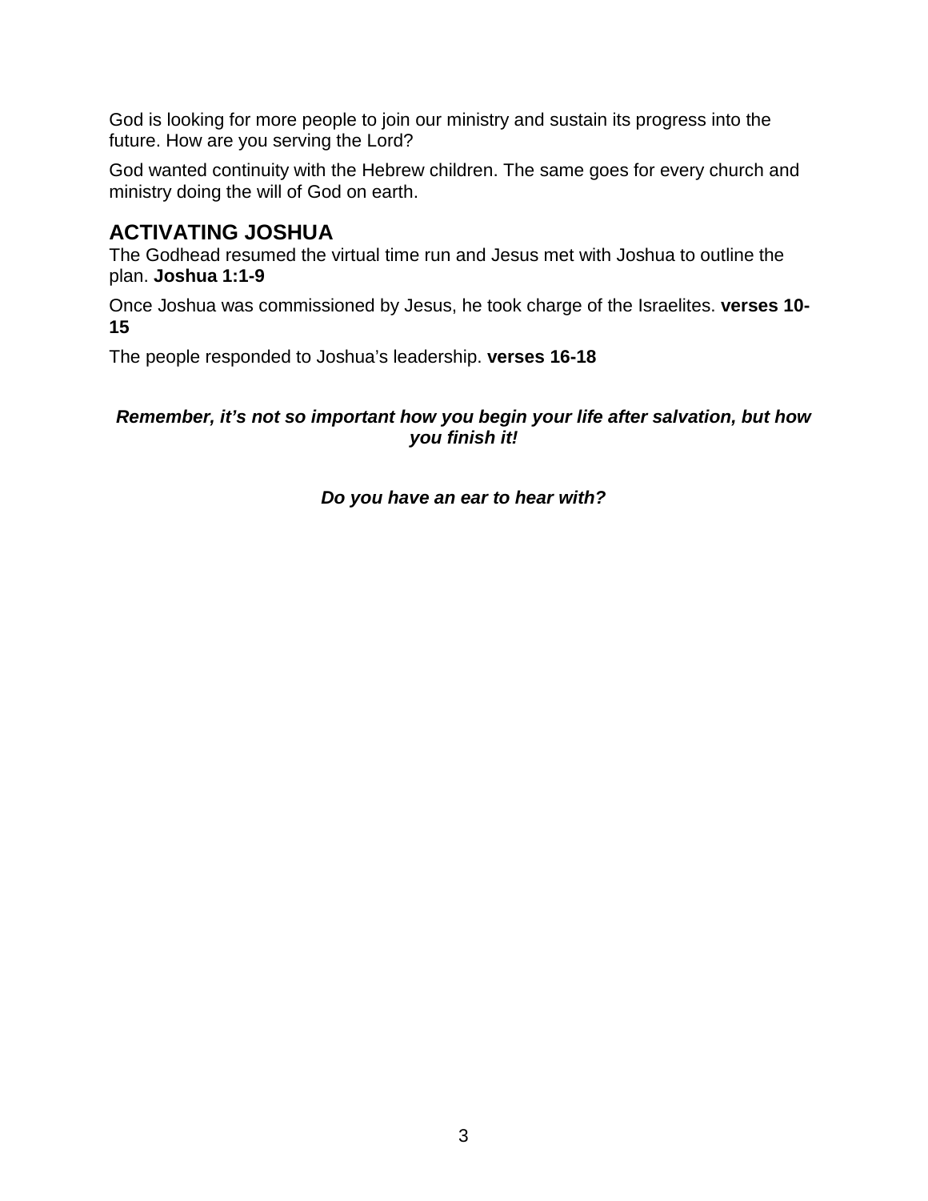God is looking for more people to join our ministry and sustain its progress into the future. How are you serving the Lord?

God wanted continuity with the Hebrew children. The same goes for every church and ministry doing the will of God on earth.

## ACTIVATING JOSHUA

The Godhead resumed the virtual time run and Jesus met with Joshua to outline the plan. **Joshua 1:1-9**

Once Joshua was commissioned by Jesus, he took charge of the Israelites. **verses 10-15**

The people responded to Joshua's leadership. **verses 16-18**

***Remember, it's not so important how you begin your life after salvation, but how you finish it!***

***Do you have an ear to hear with?***